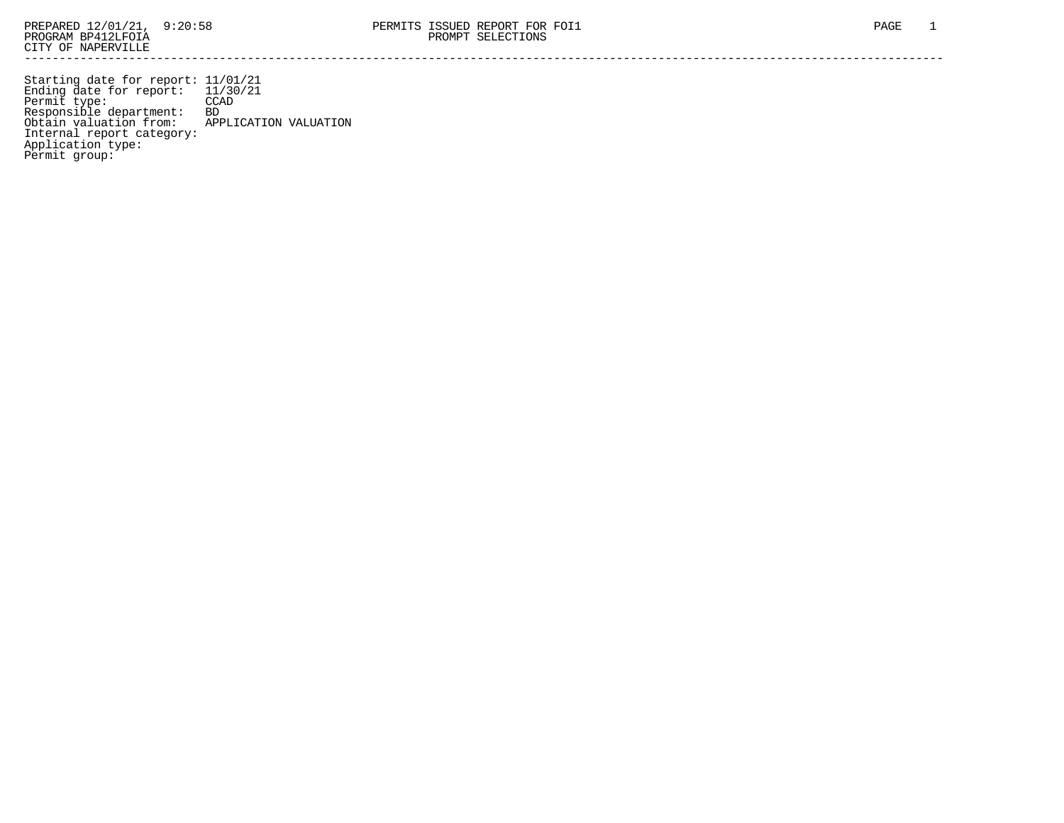PREPARED 12/01/21, 9:20:58
PROGRAM BP412LFOIA
CITY OF NAPERVILLE

PERMITS ISSUED REPORT FOR FOI1
PROMPT SELECTIONS

---

Starting date for report: 11/01/21
Ending date for report: 11/30/21
Permit type: CCAD
Responsible department: BD
Obtain valuation from: APPLICATION VALUATION
Internal report category:
Application type:
Permit group: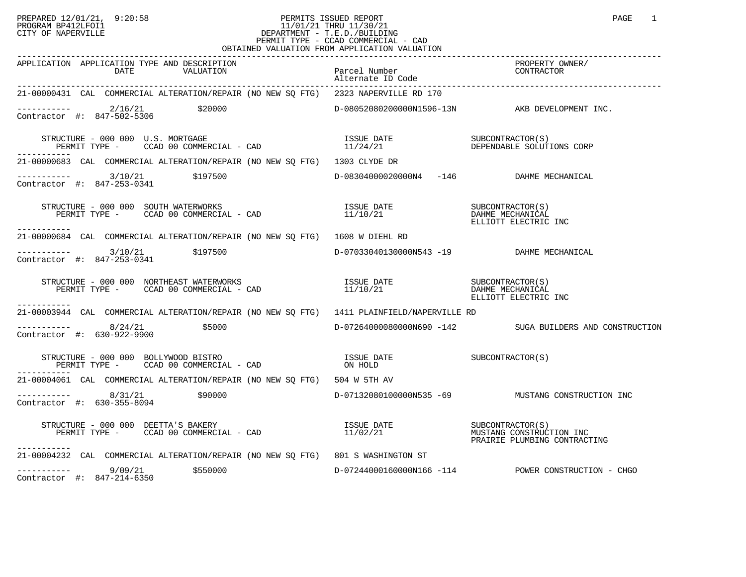PREPARED 12/01/21, 9:20:58
PROGRAM BP412LFOI1
CITY OF NAPERVILLE

PERMITS ISSUED REPORT
11/01/21 THRU 11/30/21
DEPARTMENT - T.E.D./BUILDING
PERMIT TYPE - CCAD COMMERCIAL - CAD
OBTAINED VALUATION FROM APPLICATION VALUATION

| APPLICATION | APPLICATION TYPE AND DESCRIPTION DATE | VALUATION | Parcel Number / Alternate ID Code | PROPERTY OWNER/ CONTRACTOR |
|---|---|---|---|---|

---

**21-00000431** CAL COMMERCIAL ALTERATION/REPAIR (NO NEW SQ FTG) 2323 NAPERVILLE RD 170

----------- 2/16/21 $20000 D-08052080200000N1596-13N AKB DEVELOPMENT INC.
Contractor #: 847-502-5306

STRUCTURE - 000 000 U.S. MORTGAGE — ISSUE DATE 11/24/21 — SUBCONTRACTOR(S): DEPENDABLE SOLUTIONS CORP
PERMIT TYPE - CCAD 00 COMMERCIAL - CAD

---

**21-00000683** CAL COMMERCIAL ALTERATION/REPAIR (NO NEW SQ FTG) 1303 CLYDE DR

----------- 3/10/21 $197500 D-08304000020000N4 -146 DAHME MECHANICAL
Contractor #: 847-253-0341

STRUCTURE - 000 000 SOUTH WATERWORKS — ISSUE DATE 11/10/21 — SUBCONTRACTOR(S): DAHME MECHANICAL, ELLIOTT ELECTRIC INC
PERMIT TYPE - CCAD 00 COMMERCIAL - CAD

---

**21-00000684** CAL COMMERCIAL ALTERATION/REPAIR (NO NEW SQ FTG) 1608 W DIEHL RD

----------- 3/10/21 $197500 D-07033040130000N543 -19 DAHME MECHANICAL
Contractor #: 847-253-0341

STRUCTURE - 000 000 NORTHEAST WATERWORKS — ISSUE DATE 11/10/21 — SUBCONTRACTOR(S): DAHME MECHANICAL, ELLIOTT ELECTRIC INC
PERMIT TYPE - CCAD 00 COMMERCIAL - CAD

---

**21-00003944** CAL COMMERCIAL ALTERATION/REPAIR (NO NEW SQ FTG) 1411 PLAINFIELD/NAPERVILLE RD

----------- 8/24/21 $5000 D-07264000080000N690 -142 SUGA BUILDERS AND CONSTRUCTION
Contractor #: 630-922-9900

STRUCTURE - 000 000 BOLLYWOOD BISTRO — ISSUE DATE ON HOLD — SUBCONTRACTOR(S)
PERMIT TYPE - CCAD 00 COMMERCIAL - CAD

---

**21-00004061** CAL COMMERCIAL ALTERATION/REPAIR (NO NEW SQ FTG) 504 W 5TH AV

----------- 8/31/21 $90000 D-07132080100000N535 -69 MUSTANG CONSTRUCTION INC
Contractor #: 630-355-8094

STRUCTURE - 000 000 DEETTA'S BAKERY — ISSUE DATE 11/02/21 — SUBCONTRACTOR(S): MUSTANG CONSTRUCTION INC, PRAIRIE PLUMBING CONTRACTING
PERMIT TYPE - CCAD 00 COMMERCIAL - CAD

---

**21-00004232** CAL COMMERCIAL ALTERATION/REPAIR (NO NEW SQ FTG) 801 S WASHINGTON ST

----------- 9/09/21 $550000 D-07244000160000N166 -114 POWER CONSTRUCTION - CHGO
Contractor #: 847-214-6350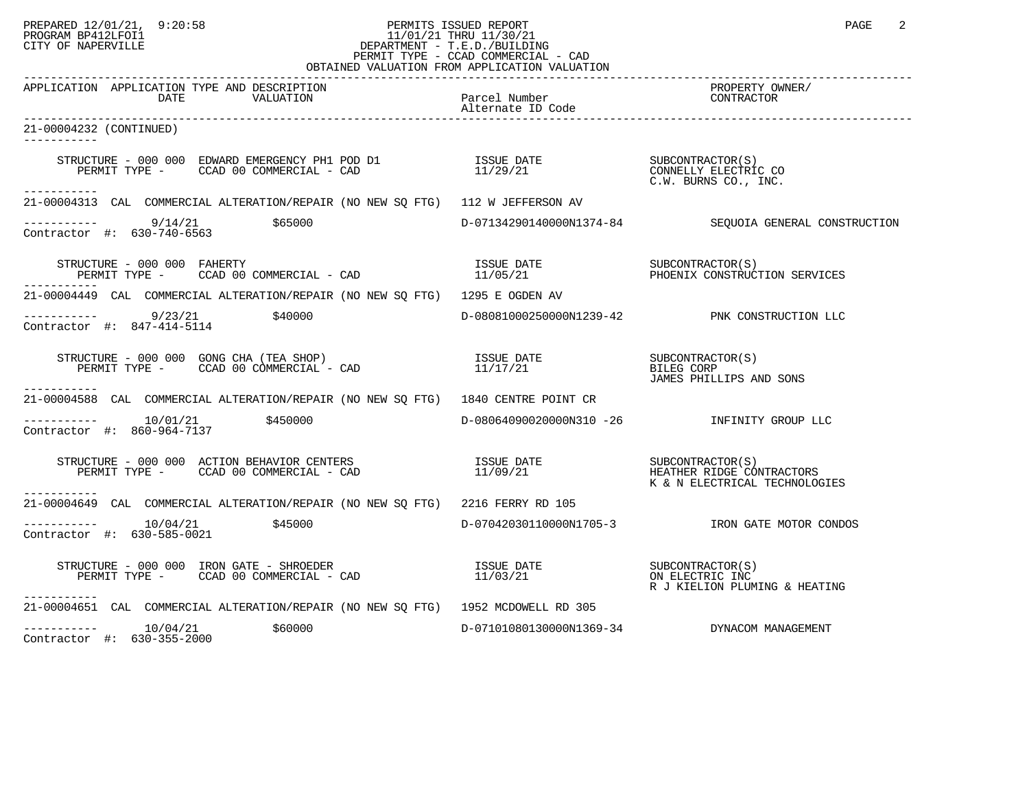PREPARED 12/01/21, 9:20:58
PROGRAM BP412LFOI1
CITY OF NAPERVILLE

PERMITS ISSUED REPORT
11/01/21 THRU 11/30/21
DEPARTMENT - T.E.D./BUILDING
PERMIT TYPE - CCAD COMMERCIAL - CAD
OBTAINED VALUATION FROM APPLICATION VALUATION

| APPLICATION | APPLICATION TYPE AND DESCRIPTION / DATE / VALUATION | Parcel Number / Alternate ID Code | PROPERTY OWNER/ CONTRACTOR |
|---|---|---|---|

**21-00004232 (CONTINUED)**

STRUCTURE - 000 000 EDWARD EMERGENCY PH1 POD D1 — ISSUE DATE 11/29/21 — SUBCONTRACTOR(S): CONNELLY ELECTRIC CO; C.W. BURNS CO., INC.
PERMIT TYPE - CCAD 00 COMMERCIAL - CAD

---

**21-00004313** CAL COMMERCIAL ALTERATION/REPAIR (NO NEW SQ FTG) 112 W JEFFERSON AV
9/14/21 $65000 D-07134290140000N1374-84 SEQUOIA GENERAL CONSTRUCTION
Contractor #: 630-740-6563

STRUCTURE - 000 000 FAHERTY — ISSUE DATE 11/05/21 — SUBCONTRACTOR(S): PHOENIX CONSTRUCTION SERVICES
PERMIT TYPE - CCAD 00 COMMERCIAL - CAD

---

**21-00004449** CAL COMMERCIAL ALTERATION/REPAIR (NO NEW SQ FTG) 1295 E OGDEN AV
9/23/21 $40000 D-08081000250000N1239-42 PNK CONSTRUCTION LLC
Contractor #: 847-414-5114

STRUCTURE - 000 000 GONG CHA (TEA SHOP) — ISSUE DATE 11/17/21 — SUBCONTRACTOR(S): BILEG CORP; JAMES PHILLIPS AND SONS
PERMIT TYPE - CCAD 00 COMMERCIAL - CAD

---

**21-00004588** CAL COMMERCIAL ALTERATION/REPAIR (NO NEW SQ FTG) 1840 CENTRE POINT CR
10/01/21 $450000 D-08064090020000N310 -26 INFINITY GROUP LLC
Contractor #: 860-964-7137

STRUCTURE - 000 000 ACTION BEHAVIOR CENTERS — ISSUE DATE 11/09/21 — SUBCONTRACTOR(S): HEATHER RIDGE CONTRACTORS; K & N ELECTRICAL TECHNOLOGIES
PERMIT TYPE - CCAD 00 COMMERCIAL - CAD

---

**21-00004649** CAL COMMERCIAL ALTERATION/REPAIR (NO NEW SQ FTG) 2216 FERRY RD 105
10/04/21 $45000 D-07042030110000N1705-3 IRON GATE MOTOR CONDOS
Contractor #: 630-585-0021

STRUCTURE - 000 000 IRON GATE - SHROEDER — ISSUE DATE 11/03/21 — SUBCONTRACTOR(S): ON ELECTRIC INC; R J KIELION PLUMING & HEATING
PERMIT TYPE - CCAD 00 COMMERCIAL - CAD

---

**21-00004651** CAL COMMERCIAL ALTERATION/REPAIR (NO NEW SQ FTG) 1952 MCDOWELL RD 305
10/04/21 $60000 D-07101080130000N1369-34 DYNACOM MANAGEMENT
Contractor #: 630-355-2000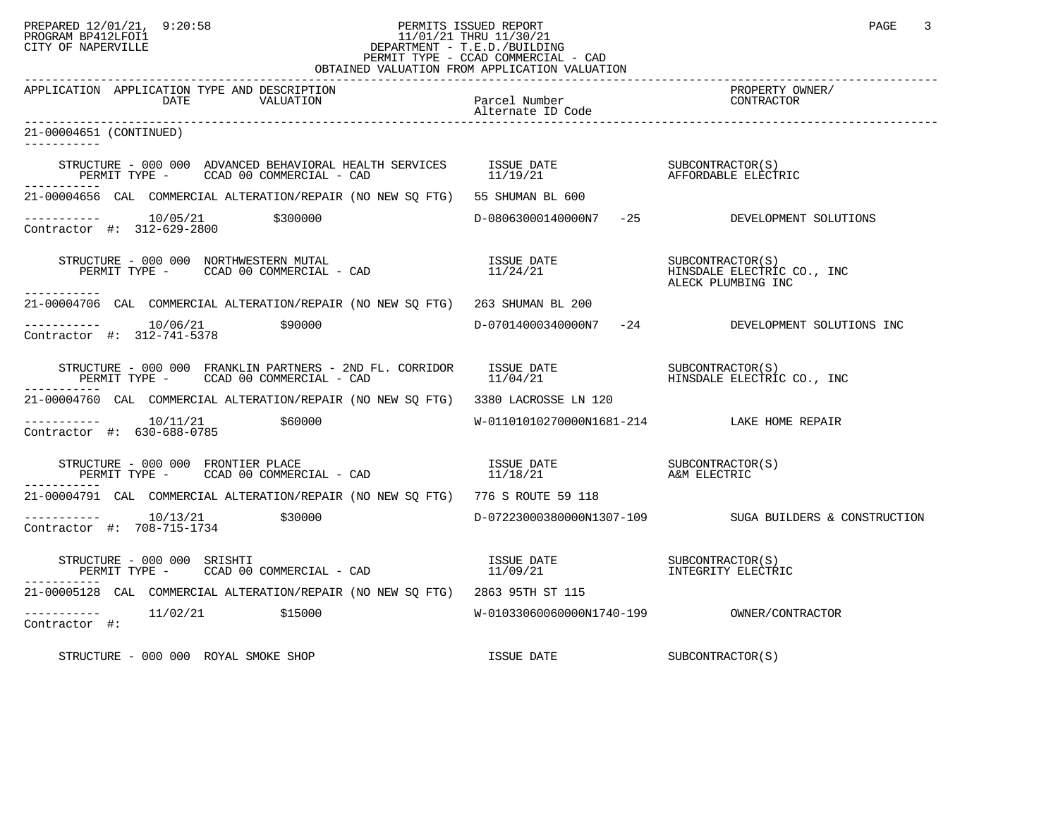PERMITS ISSUED REPORT
11/01/21 THRU 11/30/21
DEPARTMENT - T.E.D./BUILDING
PERMIT TYPE - CCAD COMMERCIAL - CAD
OBTAINED VALUATION FROM APPLICATION VALUATION

| APPLICATION | APPLICATION TYPE AND DESCRIPTION / DATE / VALUATION | Parcel Number / Alternate ID Code | PROPERTY OWNER/ CONTRACTOR |
|---|---|---|---|

21-00004651 (CONTINUED)

STRUCTURE - 000 000 ADVANCED BEHAVIORAL HEALTH SERVICES — ISSUE DATE 11/19/21 — SUBCONTRACTOR(S): AFFORDABLE ELECTRIC
PERMIT TYPE - CCAD 00 COMMERCIAL - CAD

---

21-00004656 CAL COMMERCIAL ALTERATION/REPAIR (NO NEW SQ FTG) 55 SHUMAN BL 600
10/05/21 $300000 D-08063000140000N7 -25 DEVELOPMENT SOLUTIONS
Contractor #: 312-629-2800

STRUCTURE - 000 000 NORTHWESTERN MUTAL — ISSUE DATE 11/24/21 — SUBCONTRACTOR(S): HINSDALE ELECTRIC CO., INC; ALECK PLUMBING INC
PERMIT TYPE - CCAD 00 COMMERCIAL - CAD

---

21-00004706 CAL COMMERCIAL ALTERATION/REPAIR (NO NEW SQ FTG) 263 SHUMAN BL 200
10/06/21 $90000 D-07014000340000N7 -24 DEVELOPMENT SOLUTIONS INC
Contractor #: 312-741-5378

STRUCTURE - 000 000 FRANKLIN PARTNERS - 2ND FL. CORRIDOR — ISSUE DATE 11/04/21 — SUBCONTRACTOR(S): HINSDALE ELECTRIC CO., INC
PERMIT TYPE - CCAD 00 COMMERCIAL - CAD

---

21-00004760 CAL COMMERCIAL ALTERATION/REPAIR (NO NEW SQ FTG) 3380 LACROSSE LN 120
10/11/21 $60000 W-01101010270000N1681-214 LAKE HOME REPAIR
Contractor #: 630-688-0785

STRUCTURE - 000 000 FRONTIER PLACE — ISSUE DATE 11/18/21 — SUBCONTRACTOR(S): A&M ELECTRIC
PERMIT TYPE - CCAD 00 COMMERCIAL - CAD

---

21-00004791 CAL COMMERCIAL ALTERATION/REPAIR (NO NEW SQ FTG) 776 S ROUTE 59 118
10/13/21 $30000 D-07223000380000N1307-109 SUGA BUILDERS & CONSTRUCTION
Contractor #: 708-715-1734

STRUCTURE - 000 000 SRISHTI — ISSUE DATE 11/09/21 — SUBCONTRACTOR(S): INTEGRITY ELECTRIC
PERMIT TYPE - CCAD 00 COMMERCIAL - CAD

---

21-00005128 CAL COMMERCIAL ALTERATION/REPAIR (NO NEW SQ FTG) 2863 95TH ST 115
11/02/21 $15000 W-01033060060000N1740-199 OWNER/CONTRACTOR
Contractor #:

STRUCTURE - 000 000 ROYAL SMOKE SHOP — ISSUE DATE — SUBCONTRACTOR(S)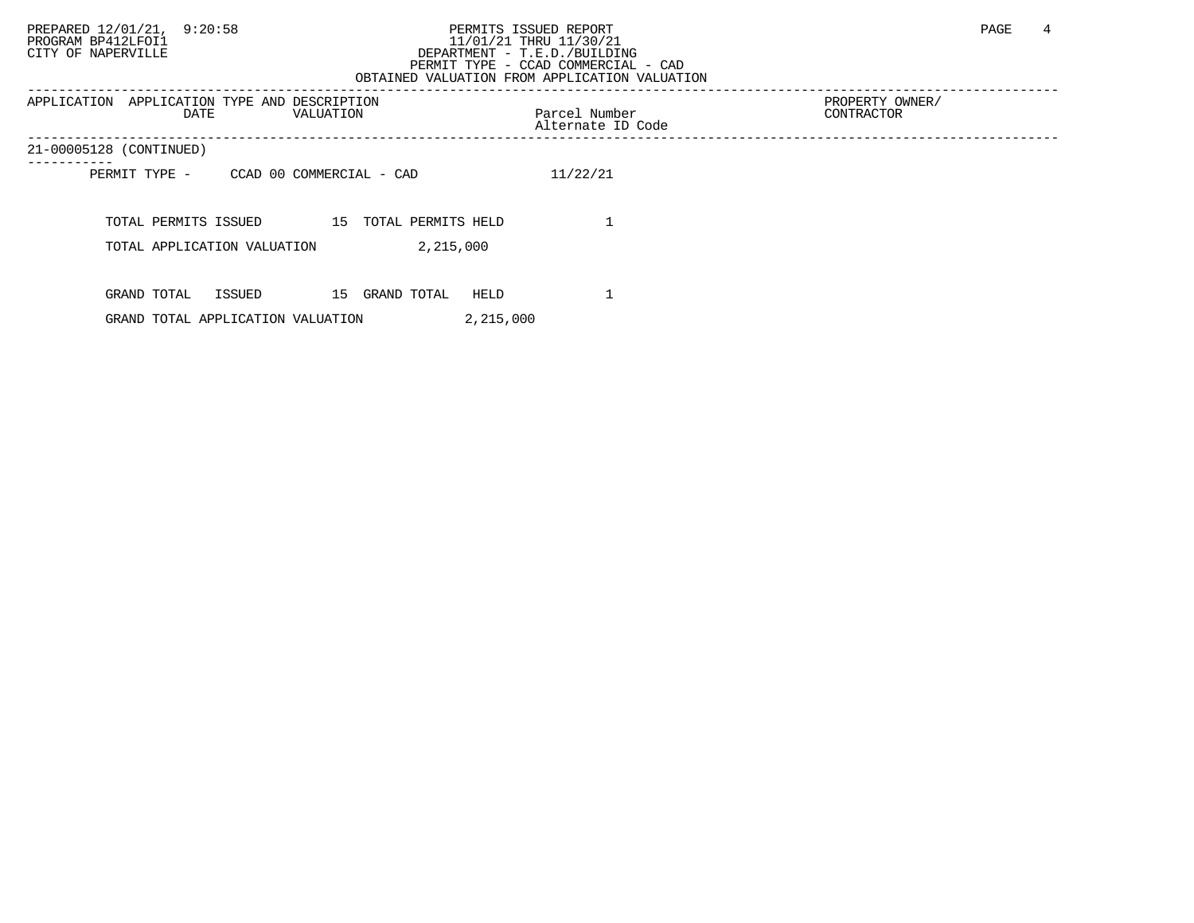OBTAINED VALUATION FROM APPLICATION VALUATION

| APPLICATION | APPLICATION TYPE AND DESCRIPTION DATE | VALUATION | Parcel Number Alternate ID Code | PROPERTY OWNER/ CONTRACTOR |
|---|---|---|---|---|

21-00005128 (CONTINUED)

PERMIT TYPE - CCAD 00 COMMERCIAL - CAD 11/22/21

TOTAL PERMITS ISSUED 15 TOTAL PERMITS HELD 1

TOTAL APPLICATION VALUATION 2,215,000

GRAND TOTAL ISSUED 15 GRAND TOTAL HELD 1

GRAND TOTAL APPLICATION VALUATION 2,215,000